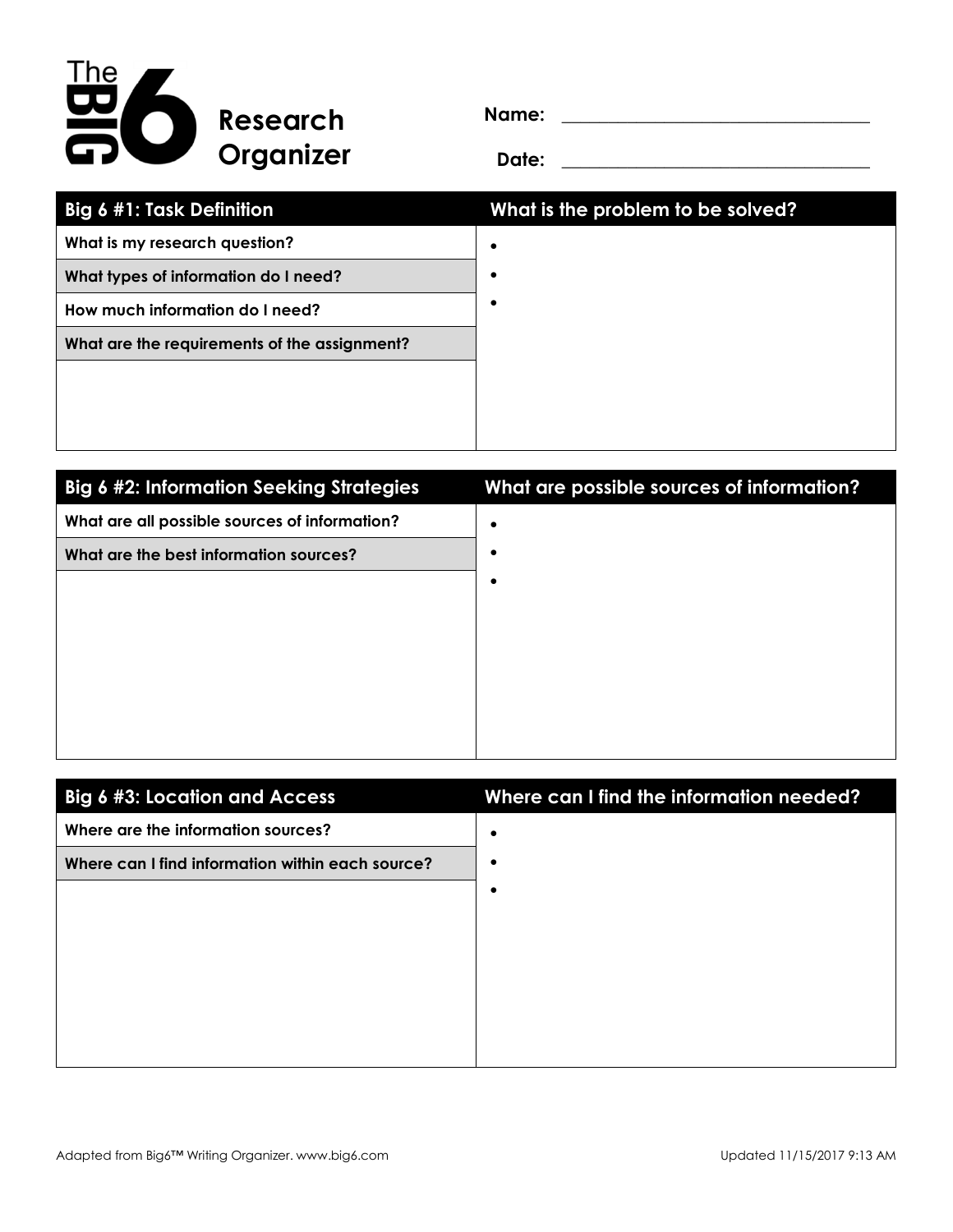# The BIG 6 Research Organizer

**Name:** ______________________________

**Date:** ______________________________

| Big 6 #1: Task Definition | What is the problem to be solved? |
| --- | --- |
| **What is my research question?** | • |
| **What types of information do I need?** | • |
| **How much information do I need?** | • |
| **What are the requirements of the assignment?** | |

| Big 6 #2: Information Seeking Strategies | What are possible sources of information? |
| --- | --- |
| **What are all possible sources of information?** | • |
| **What are the best information sources?** | • |
| | • |

| Big 6 #3: Location and Access | Where can I find the information needed? |
| --- | --- |
| **Where are the information sources?** | • |
| **Where can I find information within each source?** | • |
| | • |

Adapted from Big6™ Writing Organizer. www.big6.com

Updated 11/15/2017 9:13 AM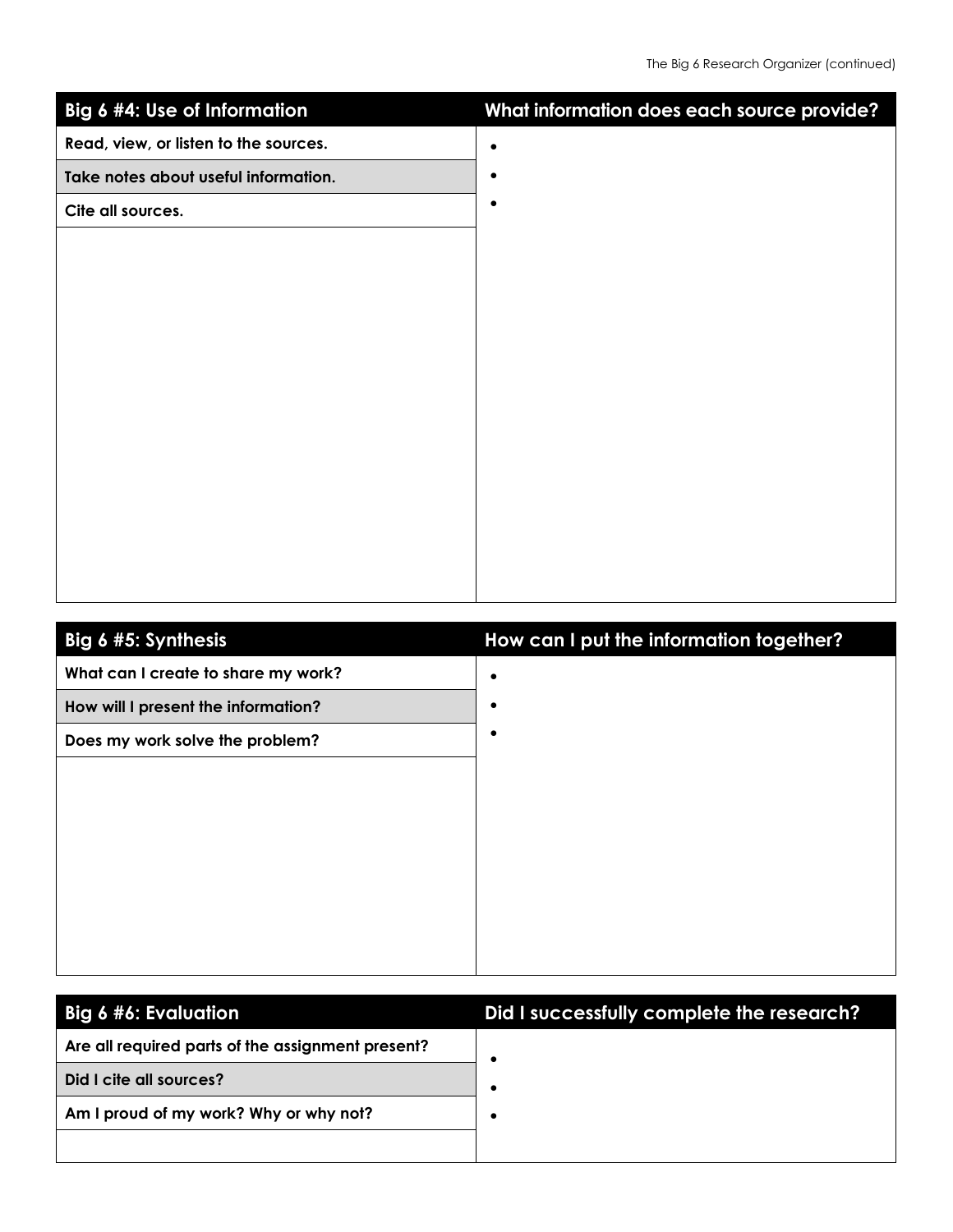| Big 6 #4: Use of Information | What information does each source provide? |
| --- | --- |
| Read, view, or listen to the sources. | • |
| Take notes about useful information. | • |
| Cite all sources. | • |

| Big 6 #5: Synthesis | How can I put the information together? |
| --- | --- |
| What can I create to share my work? | • |
| How will I present the information? | • |
| Does my work solve the problem? | • |

| Big 6 #6: Evaluation | Did I successfully complete the research? |
| --- | --- |
| Are all required parts of the assignment present? | • |
| Did I cite all sources? | • |
| Am I proud of my work? Why or why not? | • |